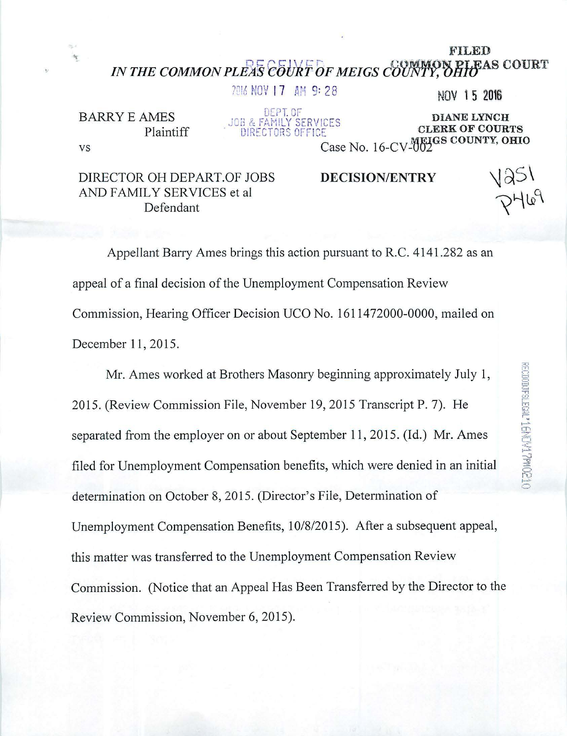FILED
COMMON PLEAS COURT

*IN THE COMMON PLEAS COURT OF MEIGS COUNTY, OHIO*

RECEIVED
2016 NOV 17 AM 9:28
DEPT. OF
JOB & FAMILY SERVICES
DIRECTORS OFFICE

NOV 15 2016

DIANE LYNCH
CLERK OF COURTS
MEIGS COUNTY, OHIO

BARRY E AMES
Plaintiff

vs

Case No. 16-CV-002

DIRECTOR OH DEPART.OF JOBS AND FAMILY SERVICES et al
Defendant

**DECISION/ENTRY**

V251
P469

Appellant Barry Ames brings this action pursuant to R.C. 4141.282 as an appeal of a final decision of the Unemployment Compensation Review Commission, Hearing Officer Decision UCO No. 1611472000-0000, mailed on December 11, 2015.

Mr. Ames worked at Brothers Masonry beginning approximately July 1, 2015. (Review Commission File, November 19, 2015 Transcript P. 7). He separated from the employer on or about September 11, 2015. (Id.) Mr. Ames filed for Unemployment Compensation benefits, which were denied in an initial determination on October 8, 2015. (Director's File, Determination of Unemployment Compensation Benefits, 10/8/2015). After a subsequent appeal, this matter was transferred to the Unemployment Compensation Review Commission. (Notice that an Appeal Has Been Transferred by the Director to the Review Commission, November 6, 2015).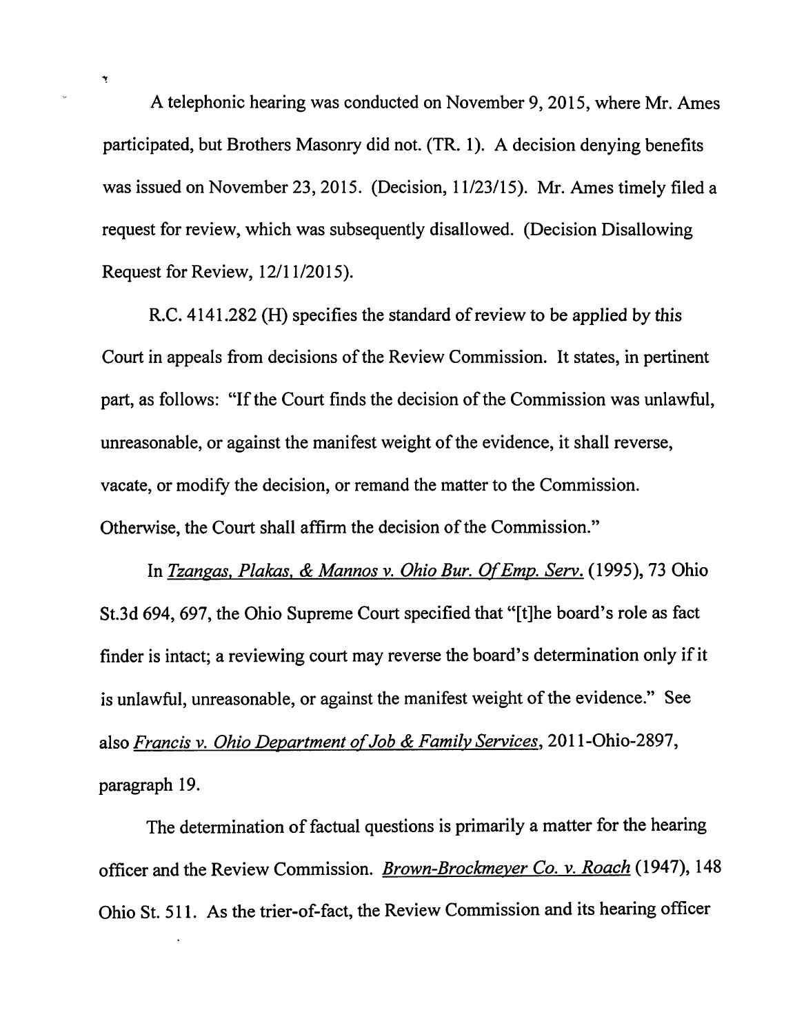A telephonic hearing was conducted on November 9, 2015, where Mr. Ames participated, but Brothers Masonry did not. (TR. 1). A decision denying benefits was issued on November 23, 2015. (Decision, 11/23/15). Mr. Ames timely filed a request for review, which was subsequently disallowed. (Decision Disallowing Request for Review, 12/11/2015).

R.C. 4141.282 (H) specifies the standard of review to be applied by this Court in appeals from decisions of the Review Commission. It states, in pertinent part, as follows: "If the Court finds the decision of the Commission was unlawful, unreasonable, or against the manifest weight of the evidence, it shall reverse, vacate, or modify the decision, or remand the matter to the Commission. Otherwise, the Court shall affirm the decision of the Commission."

In *Tzangas, Plakas, & Mannos v. Ohio Bur. Of Emp. Serv.* (1995), 73 Ohio St.3d 694, 697, the Ohio Supreme Court specified that "[t]he board's role as fact finder is intact; a reviewing court may reverse the board's determination only if it is unlawful, unreasonable, or against the manifest weight of the evidence." See also *Francis v. Ohio Department of Job & Family Services*, 2011-Ohio-2897, paragraph 19.

The determination of factual questions is primarily a matter for the hearing officer and the Review Commission. *Brown-Brockmeyer Co. v. Roach* (1947), 148 Ohio St. 511. As the trier-of-fact, the Review Commission and its hearing officer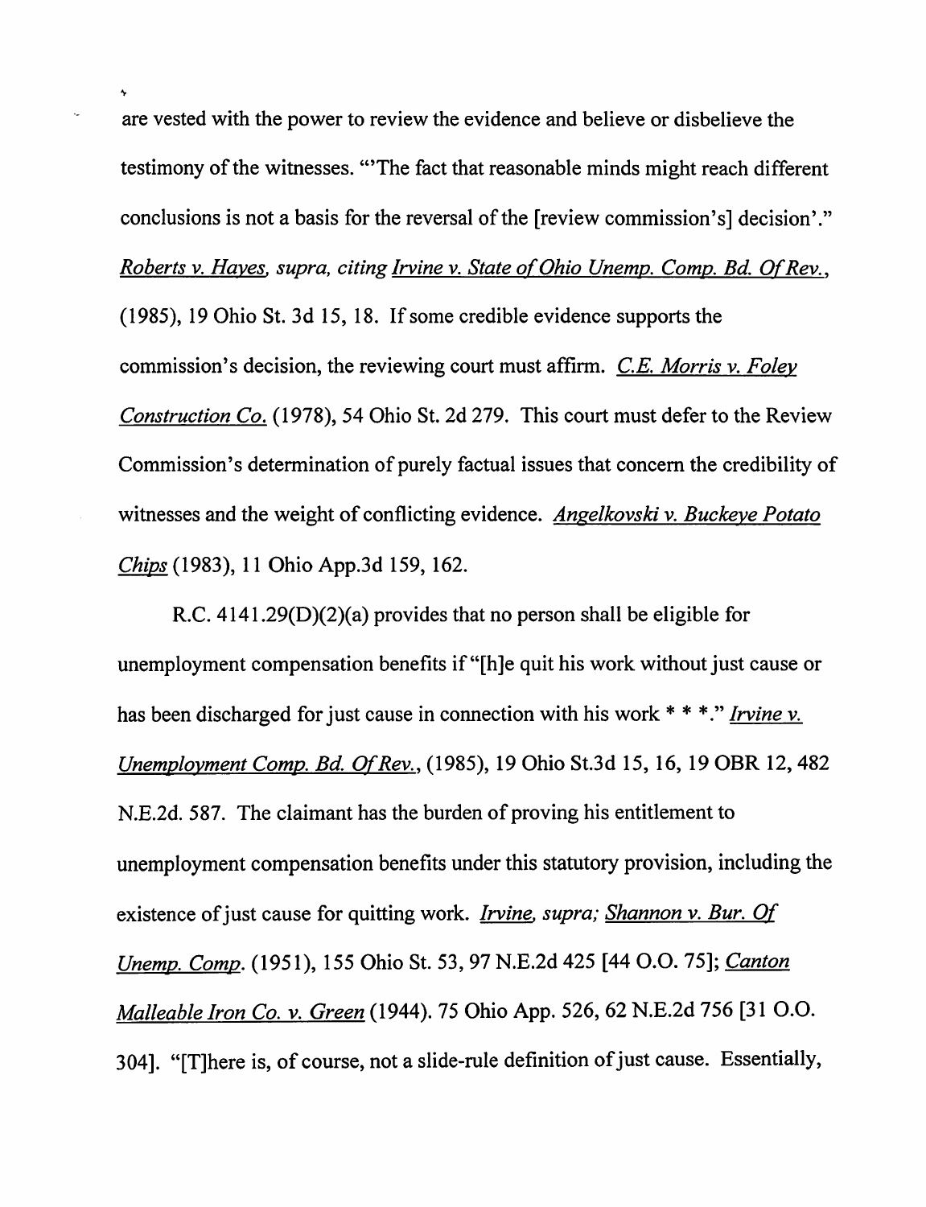are vested with the power to review the evidence and believe or disbelieve the testimony of the witnesses. "'The fact that reasonable minds might reach different conclusions is not a basis for the reversal of the [review commission's] decision'." *Roberts v. Hayes, supra, citing Irvine v. State of Ohio Unemp. Comp. Bd. Of Rev.*, (1985), 19 Ohio St. 3d 15, 18. If some credible evidence supports the commission's decision, the reviewing court must affirm. *C.E. Morris v. Foley Construction Co.* (1978), 54 Ohio St. 2d 279. This court must defer to the Review Commission's determination of purely factual issues that concern the credibility of witnesses and the weight of conflicting evidence. *Angelkovski v. Buckeye Potato Chips* (1983), 11 Ohio App.3d 159, 162.

R.C. 4141.29(D)(2)(a) provides that no person shall be eligible for unemployment compensation benefits if "[h]e quit his work without just cause or has been discharged for just cause in connection with his work * * *." *Irvine v. Unemployment Comp. Bd. Of Rev.*, (1985), 19 Ohio St.3d 15, 16, 19 OBR 12, 482 N.E.2d. 587. The claimant has the burden of proving his entitlement to unemployment compensation benefits under this statutory provision, including the existence of just cause for quitting work. *Irvine, supra; Shannon v. Bur. Of Unemp. Comp.* (1951), 155 Ohio St. 53, 97 N.E.2d 425 [44 O.O. 75]; *Canton Malleable Iron Co. v. Green* (1944). 75 Ohio App. 526, 62 N.E.2d 756 [31 O.O. 304]. "[T]here is, of course, not a slide-rule definition of just cause. Essentially,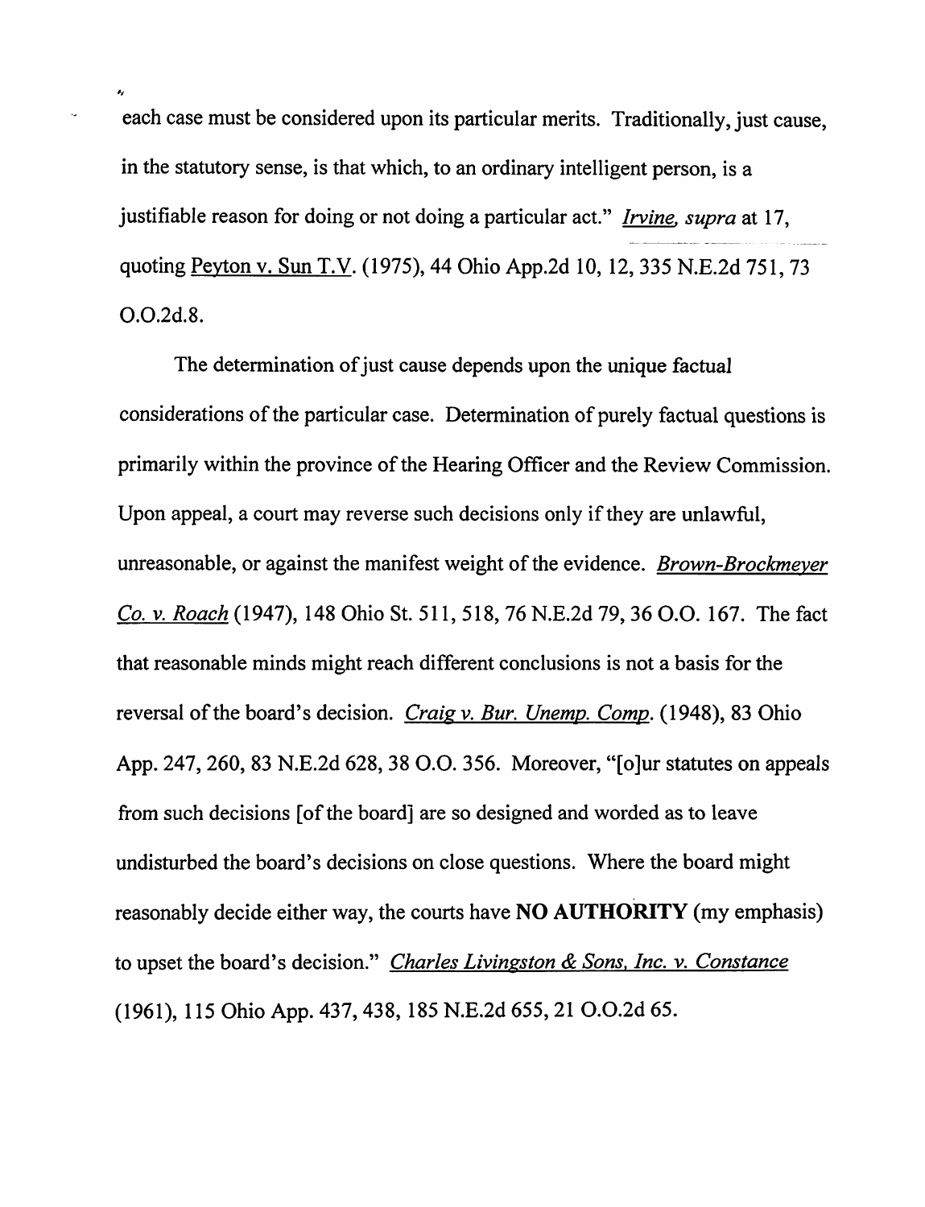each case must be considered upon its particular merits. Traditionally, just cause, in the statutory sense, is that which, to an ordinary intelligent person, is a justifiable reason for doing or not doing a particular act." *Irvine, supra* at 17, quoting Peyton v. Sun T.V. (1975), 44 Ohio App.2d 10, 12, 335 N.E.2d 751, 73 O.O.2d.8.

The determination of just cause depends upon the unique factual considerations of the particular case. Determination of purely factual questions is primarily within the province of the Hearing Officer and the Review Commission. Upon appeal, a court may reverse such decisions only if they are unlawful, unreasonable, or against the manifest weight of the evidence. *Brown-Brockmeyer Co. v. Roach* (1947), 148 Ohio St. 511, 518, 76 N.E.2d 79, 36 O.O. 167. The fact that reasonable minds might reach different conclusions is not a basis for the reversal of the board's decision. *Craig v. Bur. Unemp. Comp.* (1948), 83 Ohio App. 247, 260, 83 N.E.2d 628, 38 O.O. 356. Moreover, "[o]ur statutes on appeals from such decisions [of the board] are so designed and worded as to leave undisturbed the board's decisions on close questions. Where the board might reasonably decide either way, the courts have **NO AUTHORITY** (my emphasis) to upset the board's decision." *Charles Livingston & Sons, Inc. v. Constance* (1961), 115 Ohio App. 437, 438, 185 N.E.2d 655, 21 O.O.2d 65.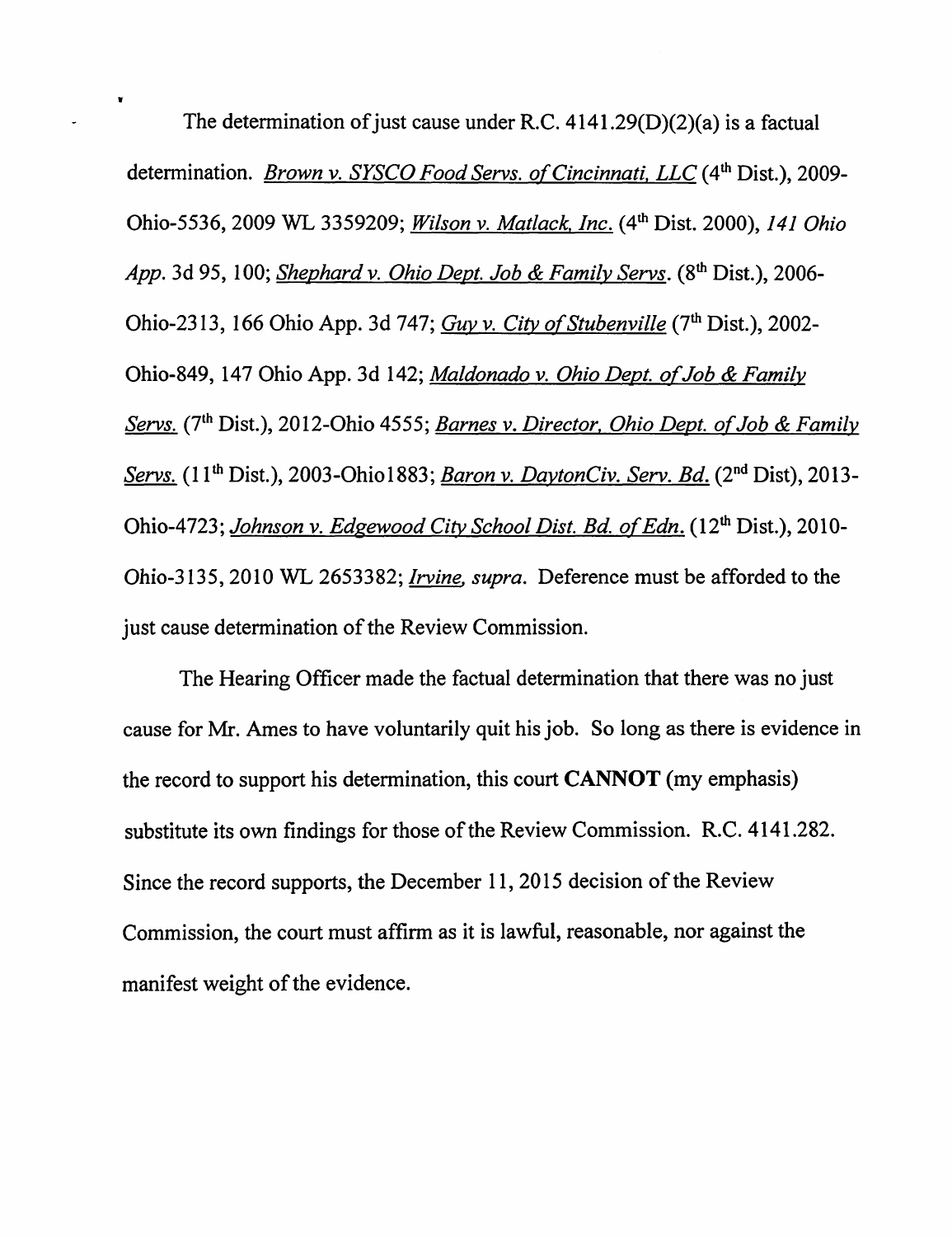The determination of just cause under R.C. 4141.29(D)(2)(a) is a factual determination. _Brown v. SYSCO Food Servs. of Cincinnati, LLC_ (4th Dist.), 2009-Ohio-5536, 2009 WL 3359209; _Wilson v. Matlack, Inc._ (4th Dist. 2000), _141 Ohio App._ 3d 95, 100; _Shephard v. Ohio Dept. Job & Family Servs_. (8th Dist.), 2006-Ohio-2313, 166 Ohio App. 3d 747; _Guy v. City of Stubenville_ (7th Dist.), 2002-Ohio-849, 147 Ohio App. 3d 142; _Maldonado v. Ohio Dept. of Job & Family Servs._ (7th Dist.), 2012-Ohio 4555; _Barnes v. Director, Ohio Dept. of Job & Family Servs._ (11th Dist.), 2003-Ohio1883; _Baron v. DaytonCiv. Serv. Bd._ (2nd Dist), 2013-Ohio-4723; _Johnson v. Edgewood City School Dist. Bd. of Edn._ (12th Dist.), 2010-Ohio-3135, 2010 WL 2653382; _Irvine, supra_. Deference must be afforded to the just cause determination of the Review Commission.

The Hearing Officer made the factual determination that there was no just cause for Mr. Ames to have voluntarily quit his job. So long as there is evidence in the record to support his determination, this court **CANNOT** (my emphasis) substitute its own findings for those of the Review Commission. R.C. 4141.282. Since the record supports, the December 11, 2015 decision of the Review Commission, the court must affirm as it is lawful, reasonable, nor against the manifest weight of the evidence.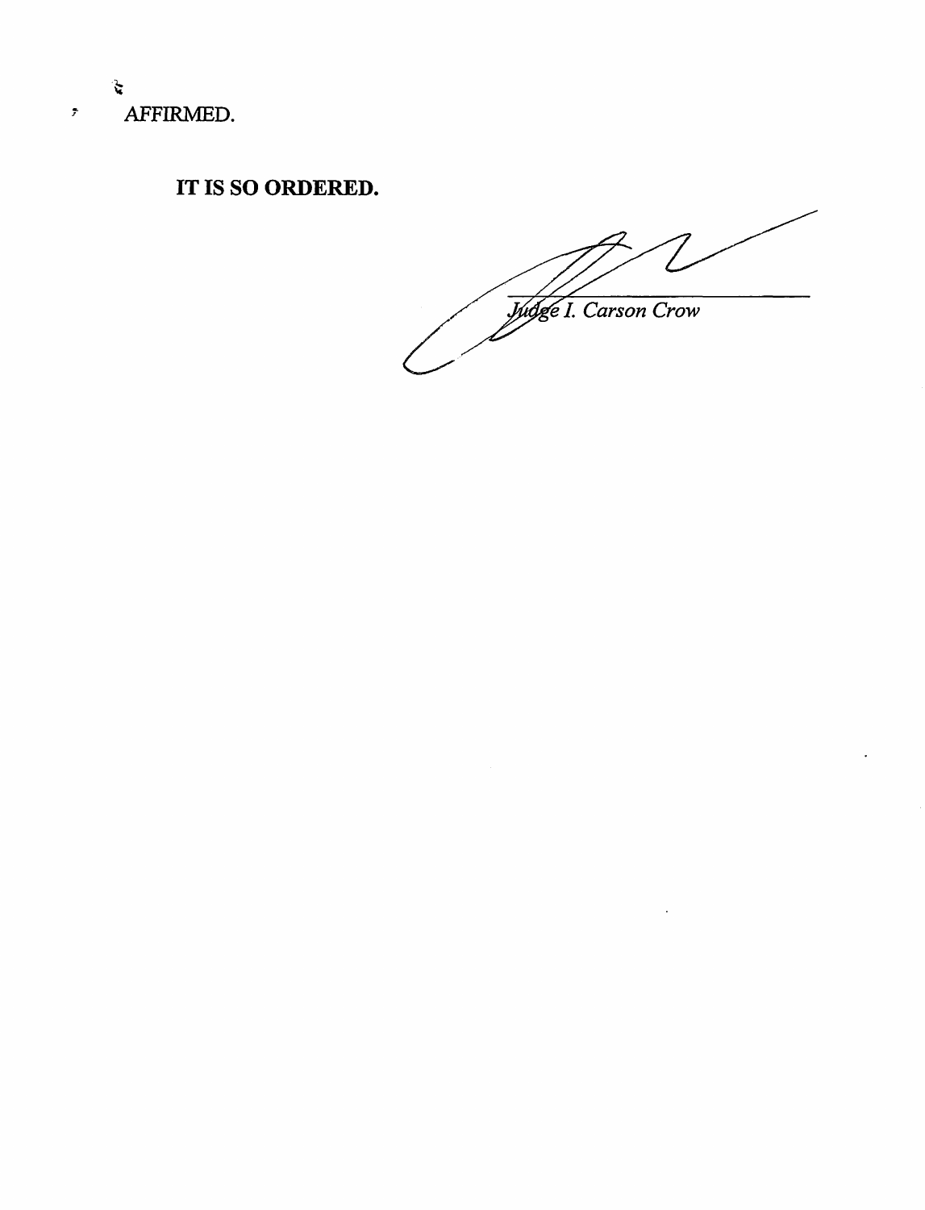AFFIRMED.

**IT IS SO ORDERED.**

*Judge I. Carson Crow*